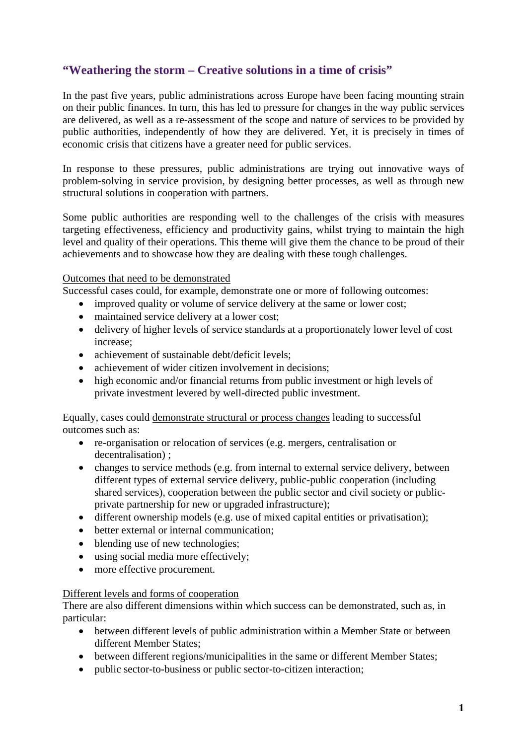## “Weathering the storm – Creative solutions in a time of crisis”

In the past five years, public administrations across Europe have been facing mounting strain on their public finances. In turn, this has led to pressure for changes in the way public services are delivered, as well as a re-assessment of the scope and nature of services to be provided by public authorities, independently of how they are delivered. Yet, it is precisely in times of economic crisis that citizens have a greater need for public services.

In response to these pressures, public administrations are trying out innovative ways of problem-solving in service provision, by designing better processes, as well as through new structural solutions in cooperation with partners.

Some public authorities are responding well to the challenges of the crisis with measures targeting effectiveness, efficiency and productivity gains, whilst trying to maintain the high level and quality of their operations. This theme will give them the chance to be proud of their achievements and to showcase how they are dealing with these tough challenges.

<u>Outcomes that need to be demonstrated</u>

Successful cases could, for example, demonstrate one or more of following outcomes:

- improved quality or volume of service delivery at the same or lower cost;
- maintained service delivery at a lower cost;
- delivery of higher levels of service standards at a proportionately lower level of cost increase;
- achievement of sustainable debt/deficit levels;
- achievement of wider citizen involvement in decisions;
- high economic and/or financial returns from public investment or high levels of private investment levered by well-directed public investment.

Equally, cases could <u>demonstrate structural or process changes</u> leading to successful outcomes such as:

- re-organisation or relocation of services (e.g. mergers, centralisation or decentralisation) ;
- changes to service methods (e.g. from internal to external service delivery, between different types of external service delivery, public-public cooperation (including shared services), cooperation between the public sector and civil society or public-private partnership for new or upgraded infrastructure);
- different ownership models (e.g. use of mixed capital entities or privatisation);
- better external or internal communication;
- blending use of new technologies;
- using social media more effectively;
- more effective procurement.

<u>Different levels and forms of cooperation</u>

There are also different dimensions within which success can be demonstrated, such as, in particular:

- between different levels of public administration within a Member State or between different Member States;
- between different regions/municipalities in the same or different Member States;
- public sector-to-business or public sector-to-citizen interaction;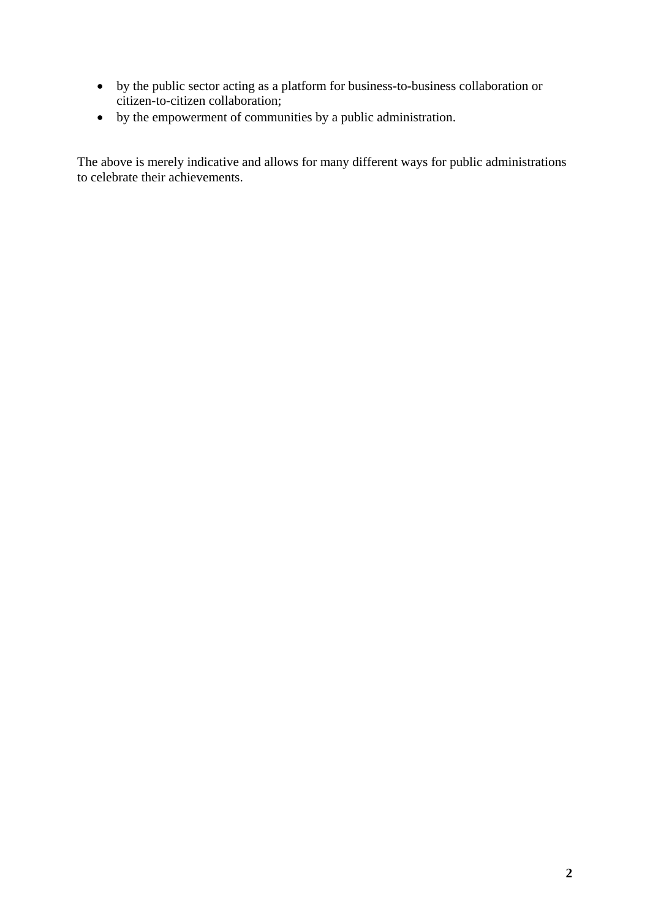- by the public sector acting as a platform for business-to-business collaboration or citizen-to-citizen collaboration;
- by the empowerment of communities by a public administration.

The above is merely indicative and allows for many different ways for public administrations to celebrate their achievements.